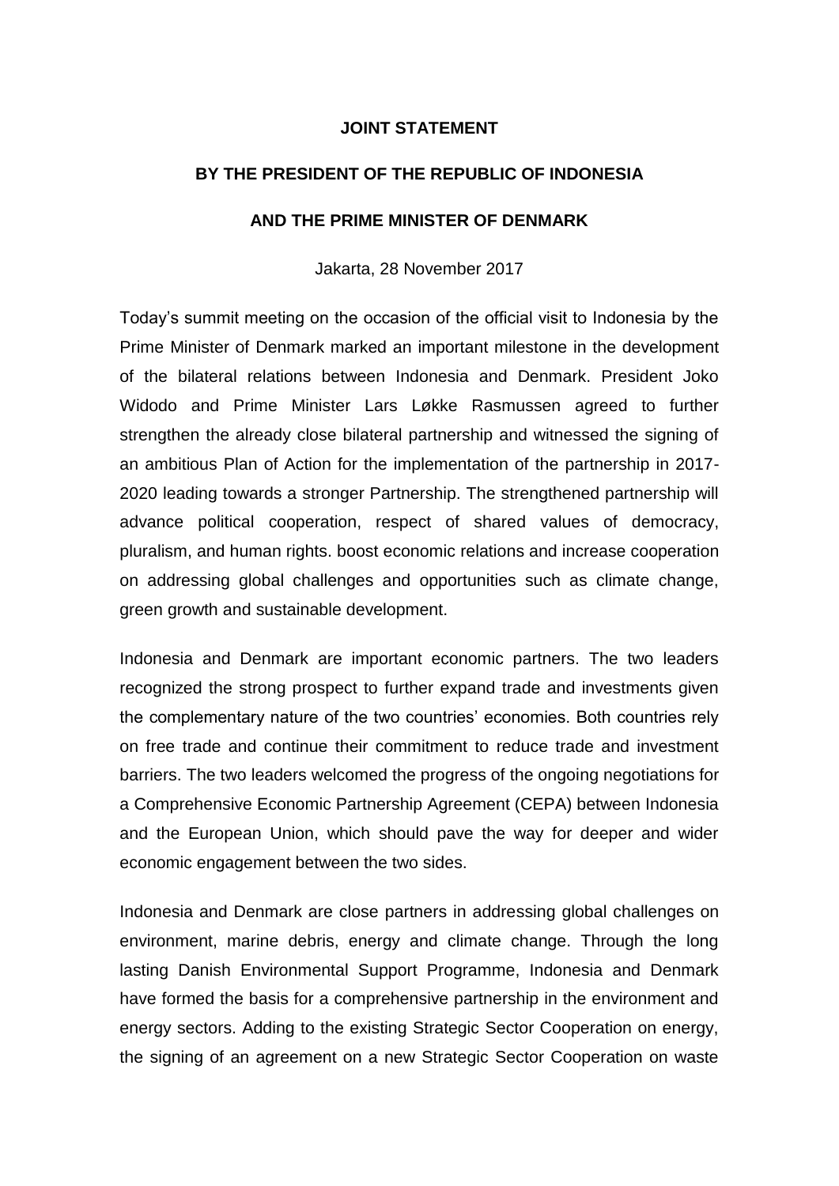**JOINT STATEMENT**

**BY THE PRESIDENT OF THE REPUBLIC OF INDONESIA**

**AND THE PRIME MINISTER OF DENMARK**

Jakarta, 28 November 2017

Today's summit meeting on the occasion of the official visit to Indonesia by the Prime Minister of Denmark marked an important milestone in the development of the bilateral relations between Indonesia and Denmark. President Joko Widodo and Prime Minister Lars Løkke Rasmussen agreed to further strengthen the already close bilateral partnership and witnessed the signing of an ambitious Plan of Action for the implementation of the partnership in 2017-2020 leading towards a stronger Partnership. The strengthened partnership will advance political cooperation, respect of shared values of democracy, pluralism, and human rights. boost economic relations and increase cooperation on addressing global challenges and opportunities such as climate change, green growth and sustainable development.

Indonesia and Denmark are important economic partners. The two leaders recognized the strong prospect to further expand trade and investments given the complementary nature of the two countries' economies. Both countries rely on free trade and continue their commitment to reduce trade and investment barriers. The two leaders welcomed the progress of the ongoing negotiations for a Comprehensive Economic Partnership Agreement (CEPA) between Indonesia and the European Union, which should pave the way for deeper and wider economic engagement between the two sides.

Indonesia and Denmark are close partners in addressing global challenges on environment, marine debris, energy and climate change. Through the long lasting Danish Environmental Support Programme, Indonesia and Denmark have formed the basis for a comprehensive partnership in the environment and energy sectors. Adding to the existing Strategic Sector Cooperation on energy, the signing of an agreement on a new Strategic Sector Cooperation on waste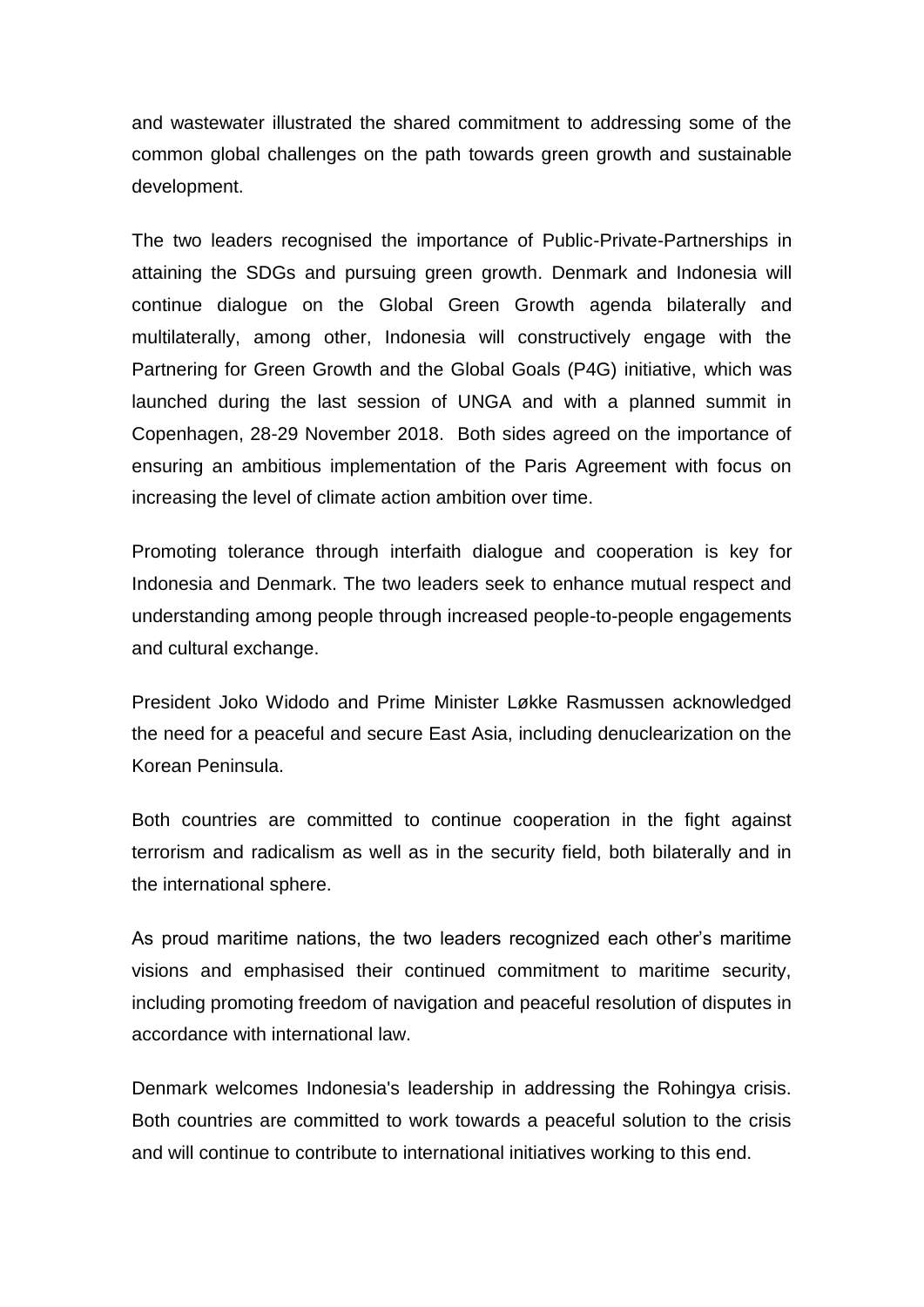and wastewater illustrated the shared commitment to addressing some of the common global challenges on the path towards green growth and sustainable development.

The two leaders recognised the importance of Public-Private-Partnerships in attaining the SDGs and pursuing green growth. Denmark and Indonesia will continue dialogue on the Global Green Growth agenda bilaterally and multilaterally, among other, Indonesia will constructively engage with the Partnering for Green Growth and the Global Goals (P4G) initiative, which was launched during the last session of UNGA and with a planned summit in Copenhagen, 28-29 November 2018. Both sides agreed on the importance of ensuring an ambitious implementation of the Paris Agreement with focus on increasing the level of climate action ambition over time.

Promoting tolerance through interfaith dialogue and cooperation is key for Indonesia and Denmark. The two leaders seek to enhance mutual respect and understanding among people through increased people-to-people engagements and cultural exchange.

President Joko Widodo and Prime Minister Løkke Rasmussen acknowledged the need for a peaceful and secure East Asia, including denuclearization on the Korean Peninsula.

Both countries are committed to continue cooperation in the fight against terrorism and radicalism as well as in the security field, both bilaterally and in the international sphere.

As proud maritime nations, the two leaders recognized each other's maritime visions and emphasised their continued commitment to maritime security, including promoting freedom of navigation and peaceful resolution of disputes in accordance with international law.

Denmark welcomes Indonesia's leadership in addressing the Rohingya crisis. Both countries are committed to work towards a peaceful solution to the crisis and will continue to contribute to international initiatives working to this end.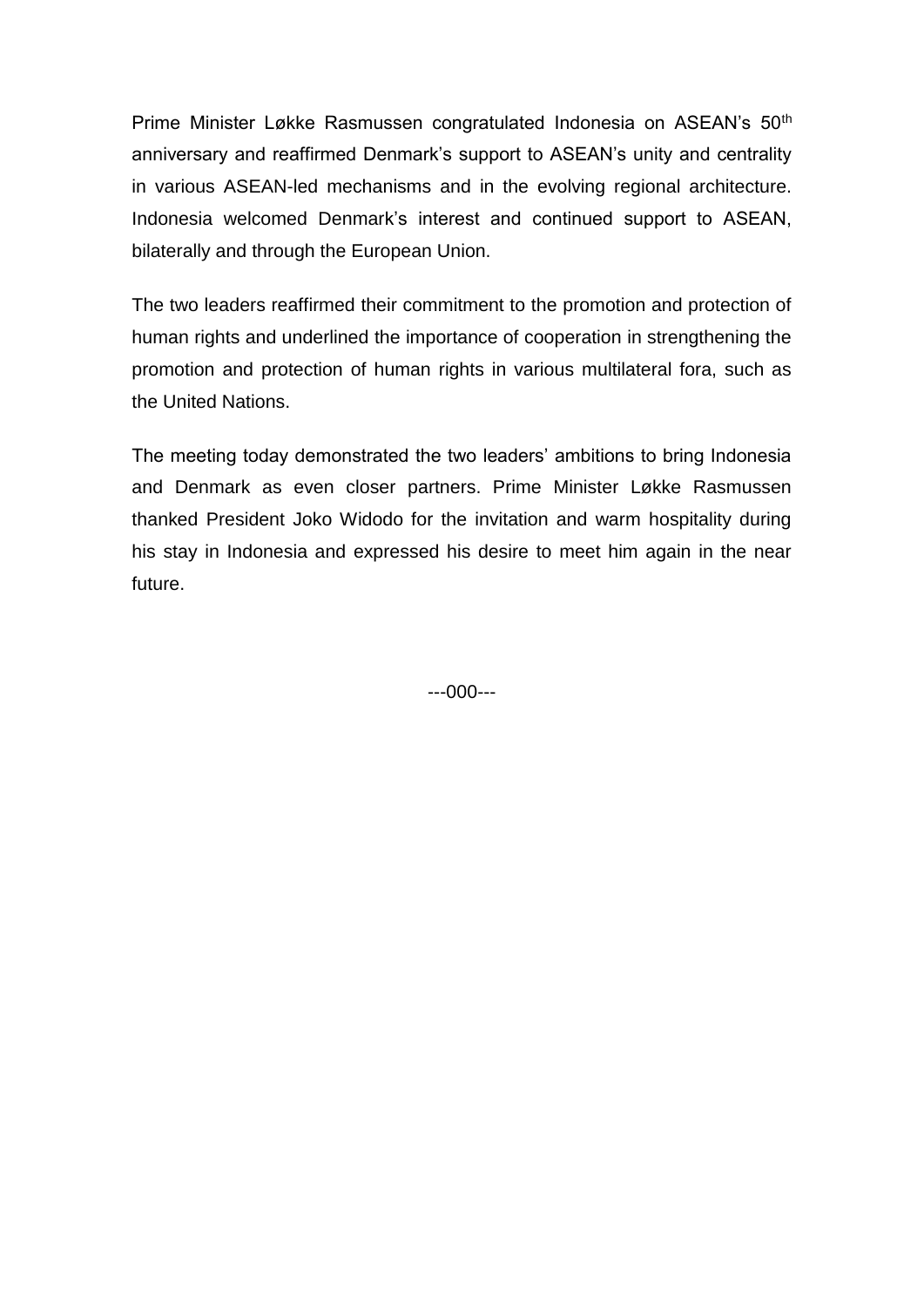Prime Minister Løkke Rasmussen congratulated Indonesia on ASEAN's 50$^{th}$ anniversary and reaffirmed Denmark's support to ASEAN's unity and centrality in various ASEAN-led mechanisms and in the evolving regional architecture. Indonesia welcomed Denmark's interest and continued support to ASEAN, bilaterally and through the European Union.

The two leaders reaffirmed their commitment to the promotion and protection of human rights and underlined the importance of cooperation in strengthening the promotion and protection of human rights in various multilateral fora, such as the United Nations.

The meeting today demonstrated the two leaders' ambitions to bring Indonesia and Denmark as even closer partners. Prime Minister Løkke Rasmussen thanked President Joko Widodo for the invitation and warm hospitality during his stay in Indonesia and expressed his desire to meet him again in the near future.

---000---